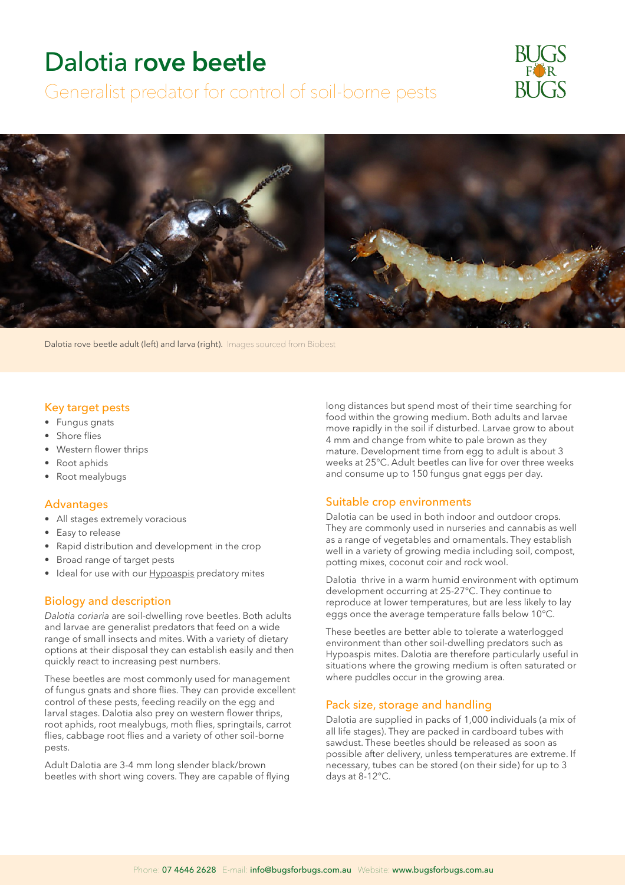# Dalotia rove beetle

## Generalist predator for control of soil-borne pests

Dalotia rove beetle adult (left) and larva (right). Images sourced from Biobest

### Key target pests

- Fungus gnats
- Shore flies
- Western flower thrips
- Root aphids
- Root mealybugs

### Advantages

- All stages extremely voracious
- Easy to release
- Rapid distribution and development in the crop
- Broad range of target pests
- Ideal for use with our Hypoaspis predatory mites

### Biology and description

*Dalotia coriaria* are soil-dwelling rove beetles. Both adults and larvae are generalist predators that feed on a wide range of small insects and mites. With a variety of dietary options at their disposal they can establish easily and then quickly react to increasing pest numbers.

These beetles are most commonly used for management of fungus gnats and shore flies. They can provide excellent control of these pests, feeding readily on the egg and larval stages. Dalotia also prey on western flower thrips, root aphids, root mealybugs, moth flies, springtails, carrot flies, cabbage root flies and a variety of other soil-borne pests.

Adult Dalotia are 3-4 mm long slender black/brown beetles with short wing covers. They are capable of flying long distances but spend most of their time searching for food within the growing medium. Both adults and larvae move rapidly in the soil if disturbed. Larvae grow to about 4 mm and change from white to pale brown as they mature. Development time from egg to adult is about 3 weeks at 25°C. Adult beetles can live for over three weeks and consume up to 150 fungus gnat eggs per day.

### Suitable crop environments

Dalotia can be used in both indoor and outdoor crops. They are commonly used in nurseries and cannabis as well as a range of vegetables and ornamentals. They establish well in a variety of growing media including soil, compost, potting mixes, coconut coir and rock wool.

Dalotia thrive in a warm humid environment with optimum development occurring at 25-27°C. They continue to reproduce at lower temperatures, but are less likely to lay eggs once the average temperature falls below 10°C.

These beetles are better able to tolerate a waterlogged environment than other soil-dwelling predators such as Hypoaspis mites. Dalotia are therefore particularly useful in situations where the growing medium is often saturated or where puddles occur in the growing area.

### Pack size, storage and handling

Dalotia are supplied in packs of 1,000 individuals (a mix of all life stages). They are packed in cardboard tubes with sawdust. These beetles should be released as soon as possible after delivery, unless temperatures are extreme. If necessary, tubes can be stored (on their side) for up to 3 days at 8-12°C.

Phone: 07 4646 2628 E-mail: info@bugsforbugs.com.au Website: www.bugsforbugs.com.au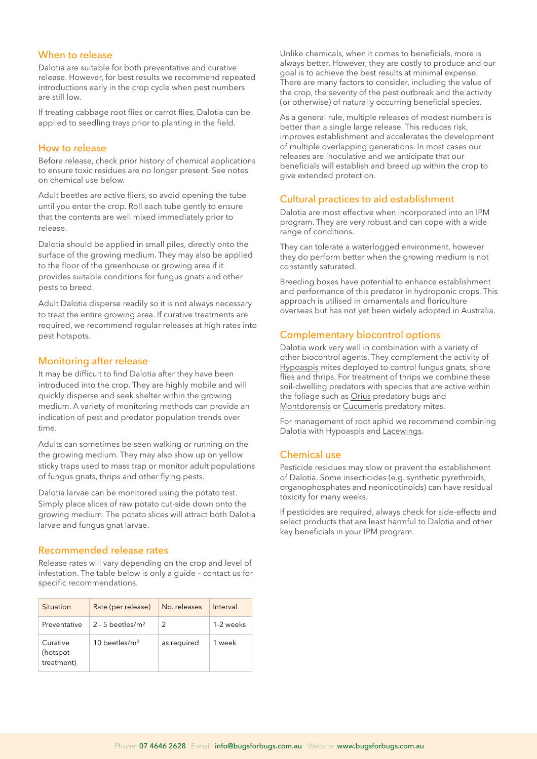## When to release

Dalotia are suitable for both preventative and curative release. However, for best results we recommend repeated introductions early in the crop cycle when pest numbers are still low.

If treating cabbage root flies or carrot flies, Dalotia can be applied to seedling trays prior to planting in the field.

## How to release

Before release, check prior history of chemical applications to ensure toxic residues are no longer present. See notes on chemical use below.

Adult beetles are active fliers, so avoid opening the tube until you enter the crop. Roll each tube gently to ensure that the contents are well mixed immediately prior to release.

Dalotia should be applied in small piles, directly onto the surface of the growing medium. They may also be applied to the floor of the greenhouse or growing area if it provides suitable conditions for fungus gnats and other pests to breed.

Adult Dalotia disperse readily so it is not always necessary to treat the entire growing area. If curative treatments are required, we recommend regular releases at high rates into pest hotspots.

## Monitoring after release

It may be difficult to find Dalotia after they have been introduced into the crop. They are highly mobile and will quickly disperse and seek shelter within the growing medium. A variety of monitoring methods can provide an indication of pest and predator population trends over time.

Adults can sometimes be seen walking or running on the the growing medium. They may also show up on yellow sticky traps used to mass trap or monitor adult populations of fungus gnats, thrips and other flying pests.

Dalotia larvae can be monitored using the potato test. Simply place slices of raw potato cut-side down onto the growing medium. The potato slices will attract both Dalotia larvae and fungus gnat larvae.

## Recommended release rates

Release rates will vary depending on the crop and level of infestation. The table below is only a guide – contact us for specific recommendations.

| Situation | Rate (per release) | No. releases | Interval |
|---|---|---|---|
| Preventative | 2 - 5 beetles/m$^2$ | 2 | 1-2 weeks |
| Curative (hotspot treatment) | 10 beetles/m$^2$ | as required | 1 week |

Unlike chemicals, when it comes to beneficials, more is always better. However, they are costly to produce and our goal is to achieve the best results at minimal expense. There are many factors to consider, including the value of the crop, the severity of the pest outbreak and the activity (or otherwise) of naturally occurring beneficial species.

As a general rule, multiple releases of modest numbers is better than a single large release. This reduces risk, improves establishment and accelerates the development of multiple overlapping generations. In most cases our releases are inoculative and we anticipate that our beneficials will establish and breed up within the crop to give extended protection.

## Cultural practices to aid establishment

Dalotia are most effective when incorporated into an IPM program. They are very robust and can cope with a wide range of conditions.

They can tolerate a waterlogged environment, however they do perform better when the growing medium is not constantly saturated.

Breeding boxes have potential to enhance establishment and performance of this predator in hydroponic crops. This approach is utilised in ornamentals and floriculture overseas but has not yet been widely adopted in Australia.

## Complementary biocontrol options

Dalotia work very well in combination with a variety of other biocontrol agents. They complement the activity of Hypoaspis mites deployed to control fungus gnats, shore flies and thrips. For treatment of thrips we combine these soil-dwelling predators with species that are active within the foliage such as Orius predatory bugs and Montdorensis or Cucumeris predatory mites.

For management of root aphid we recommend combining Dalotia with Hypoaspis and Lacewings.

## Chemical use

Pesticide residues may slow or prevent the establishment of Dalotia. Some insecticides (e.g. synthetic pyrethroids, organophosphates and neonicotinoids) can have residual toxicity for many weeks.

If pesticides are required, always check for side-effects and select products that are least harmful to Dalotia and other key beneficials in your IPM program.

Phone: 07 4646 2628 E-mail: info@bugsforbugs.com.au Website: www.bugsforbugs.com.au